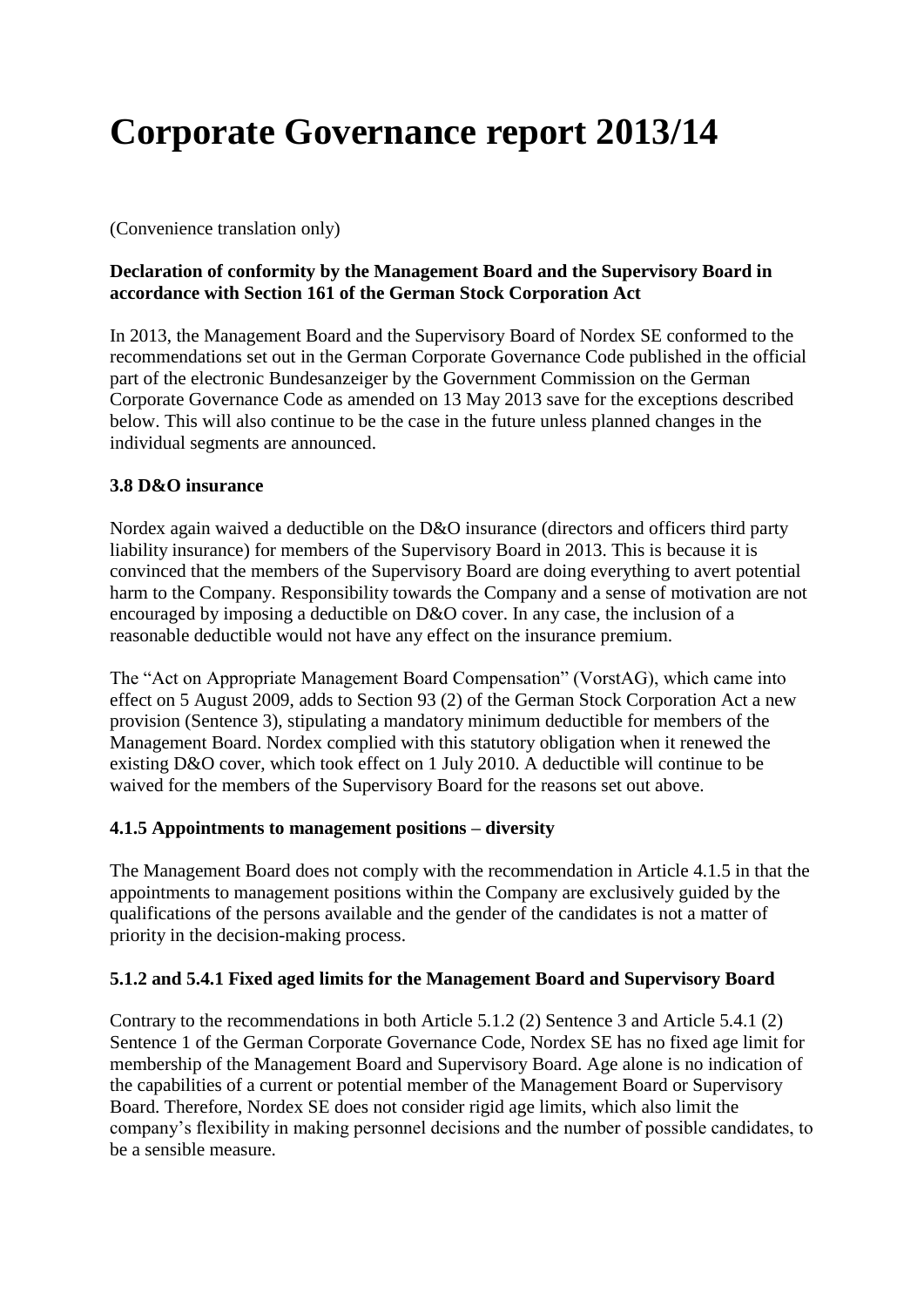# Corporate Governance report 2013/14

(Convenience translation only)

**Declaration of conformity by the Management Board and the Supervisory Board in accordance with Section 161 of the German Stock Corporation Act**

In 2013, the Management Board and the Supervisory Board of Nordex SE conformed to the recommendations set out in the German Corporate Governance Code published in the official part of the electronic Bundesanzeiger by the Government Commission on the German Corporate Governance Code as amended on 13 May 2013 save for the exceptions described below. This will also continue to be the case in the future unless planned changes in the individual segments are announced.

**3.8 D&O insurance**

Nordex again waived a deductible on the D&O insurance (directors and officers third party liability insurance) for members of the Supervisory Board in 2013. This is because it is convinced that the members of the Supervisory Board are doing everything to avert potential harm to the Company. Responsibility towards the Company and a sense of motivation are not encouraged by imposing a deductible on D&O cover. In any case, the inclusion of a reasonable deductible would not have any effect on the insurance premium.

The "Act on Appropriate Management Board Compensation" (VorstAG), which came into effect on 5 August 2009, adds to Section 93 (2) of the German Stock Corporation Act a new provision (Sentence 3), stipulating a mandatory minimum deductible for members of the Management Board. Nordex complied with this statutory obligation when it renewed the existing D&O cover, which took effect on 1 July 2010. A deductible will continue to be waived for the members of the Supervisory Board for the reasons set out above.

**4.1.5 Appointments to management positions – diversity**

The Management Board does not comply with the recommendation in Article 4.1.5 in that the appointments to management positions within the Company are exclusively guided by the qualifications of the persons available and the gender of the candidates is not a matter of priority in the decision-making process.

**5.1.2 and 5.4.1 Fixed aged limits for the Management Board and Supervisory Board**

Contrary to the recommendations in both Article 5.1.2 (2) Sentence 3 and Article 5.4.1 (2) Sentence 1 of the German Corporate Governance Code, Nordex SE has no fixed age limit for membership of the Management Board and Supervisory Board. Age alone is no indication of the capabilities of a current or potential member of the Management Board or Supervisory Board. Therefore, Nordex SE does not consider rigid age limits, which also limit the company's flexibility in making personnel decisions and the number of possible candidates, to be a sensible measure.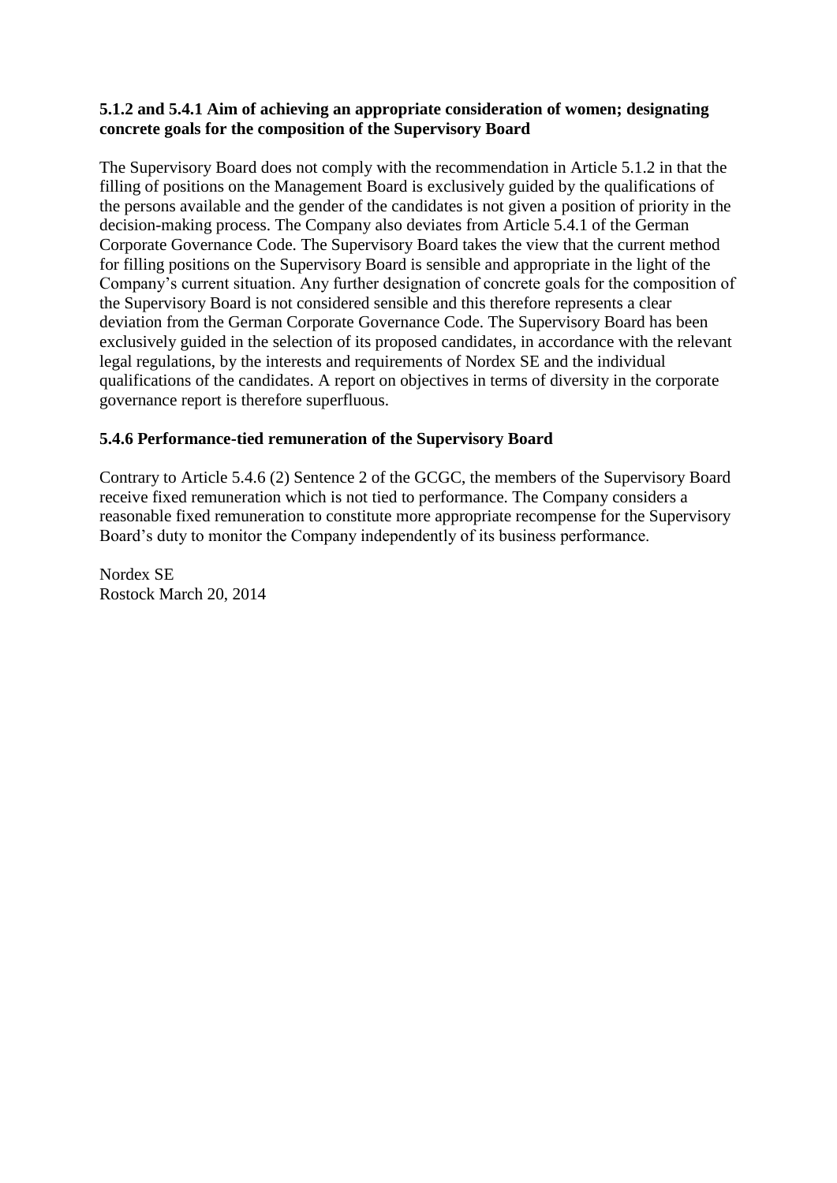### 5.1.2 and 5.4.1 Aim of achieving an appropriate consideration of women; designating concrete goals for the composition of the Supervisory Board

The Supervisory Board does not comply with the recommendation in Article 5.1.2 in that the filling of positions on the Management Board is exclusively guided by the qualifications of the persons available and the gender of the candidates is not given a position of priority in the decision-making process. The Company also deviates from Article 5.4.1 of the German Corporate Governance Code. The Supervisory Board takes the view that the current method for filling positions on the Supervisory Board is sensible and appropriate in the light of the Company's current situation. Any further designation of concrete goals for the composition of the Supervisory Board is not considered sensible and this therefore represents a clear deviation from the German Corporate Governance Code. The Supervisory Board has been exclusively guided in the selection of its proposed candidates, in accordance with the relevant legal regulations, by the interests and requirements of Nordex SE and the individual qualifications of the candidates. A report on objectives in terms of diversity in the corporate governance report is therefore superfluous.

### 5.4.6 Performance-tied remuneration of the Supervisory Board

Contrary to Article 5.4.6 (2) Sentence 2 of the GCGC, the members of the Supervisory Board receive fixed remuneration which is not tied to performance. The Company considers a reasonable fixed remuneration to constitute more appropriate recompense for the Supervisory Board's duty to monitor the Company independently of its business performance.

Nordex SE
Rostock March 20, 2014